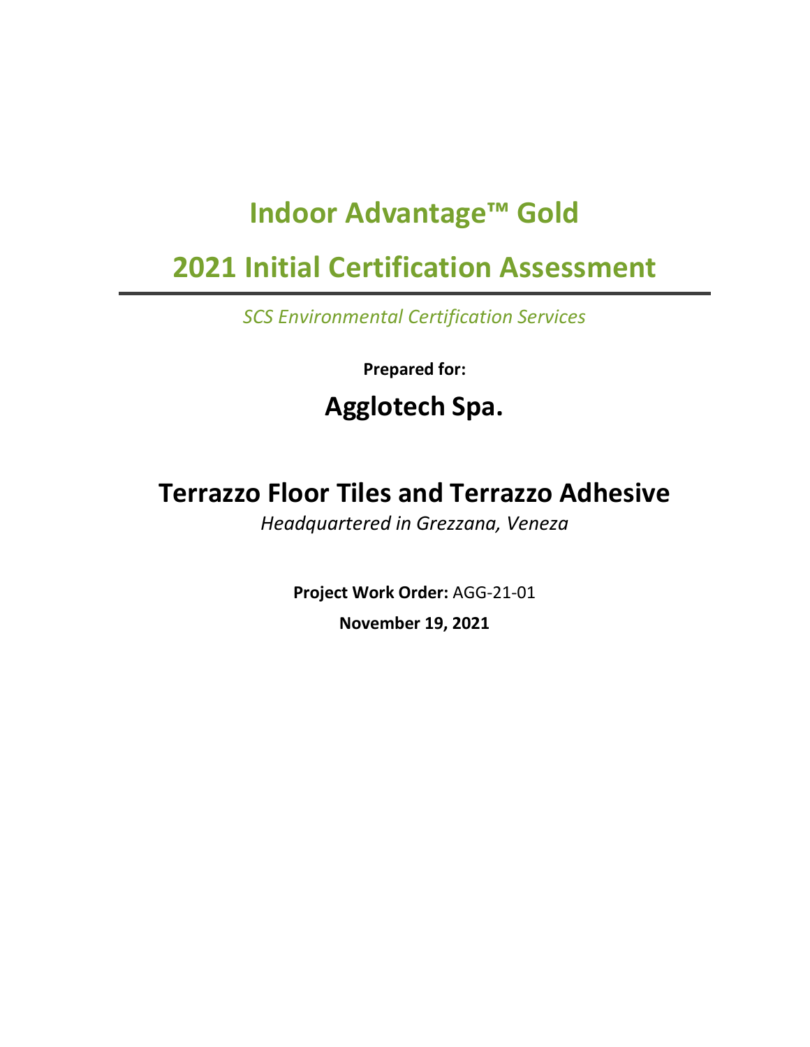# Indoor Advantage™ Gold

# 2021 Initial Certification Assessment

---

*SCS Environmental Certification Services*

**Prepared for:**

## Agglotech Spa.

## Terrazzo Floor Tiles and Terrazzo Adhesive

*Headquartered in Grezzana, Veneza*

**Project Work Order:** AGG-21-01

**November 19, 2021**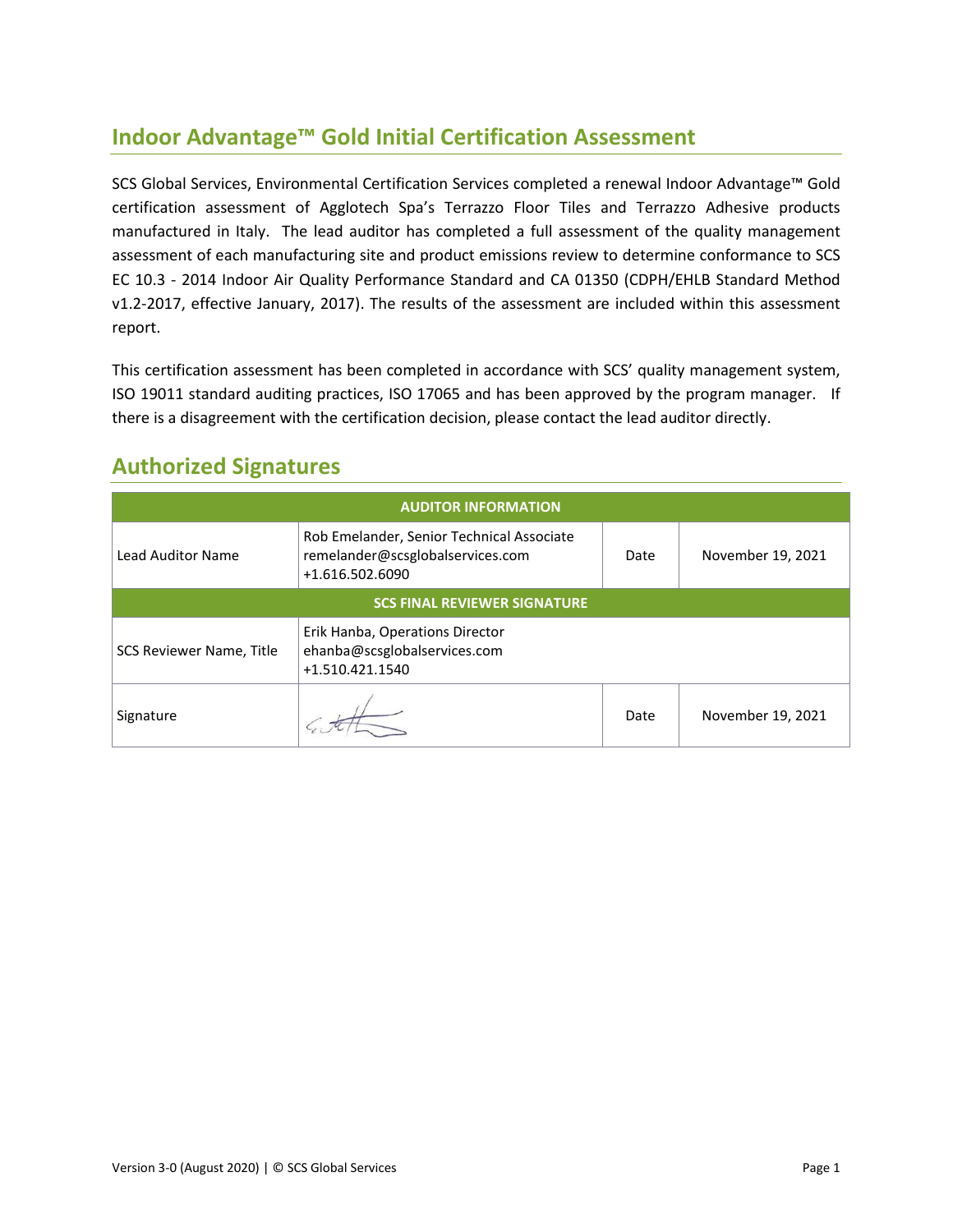## Indoor Advantage™ Gold Initial Certification Assessment

SCS Global Services, Environmental Certification Services completed a renewal Indoor Advantage™ Gold certification assessment of Agglotech Spa's Terrazzo Floor Tiles and Terrazzo Adhesive products manufactured in Italy. The lead auditor has completed a full assessment of the quality management assessment of each manufacturing site and product emissions review to determine conformance to SCS EC 10.3 - 2014 Indoor Air Quality Performance Standard and CA 01350 (CDPH/EHLB Standard Method v1.2-2017, effective January, 2017). The results of the assessment are included within this assessment report.

This certification assessment has been completed in accordance with SCS' quality management system, ISO 19011 standard auditing practices, ISO 17065 and has been approved by the program manager. If there is a disagreement with the certification decision, please contact the lead auditor directly.

## Authorized Signatures

| AUDITOR INFORMATION | | | |
|---|---|---|---|
| Lead Auditor Name | Rob Emelander, Senior Technical Associate<br>remelander@scsglobalservices.com<br>+1.616.502.6090 | Date | November 19, 2021 |
| **SCS FINAL REVIEWER SIGNATURE** | | | |
| SCS Reviewer Name, Title | Erik Hanba, Operations Director<br>ehanba@scsglobalservices.com<br>+1.510.421.1540 | | |
| Signature | [signature] | Date | November 19, 2021 |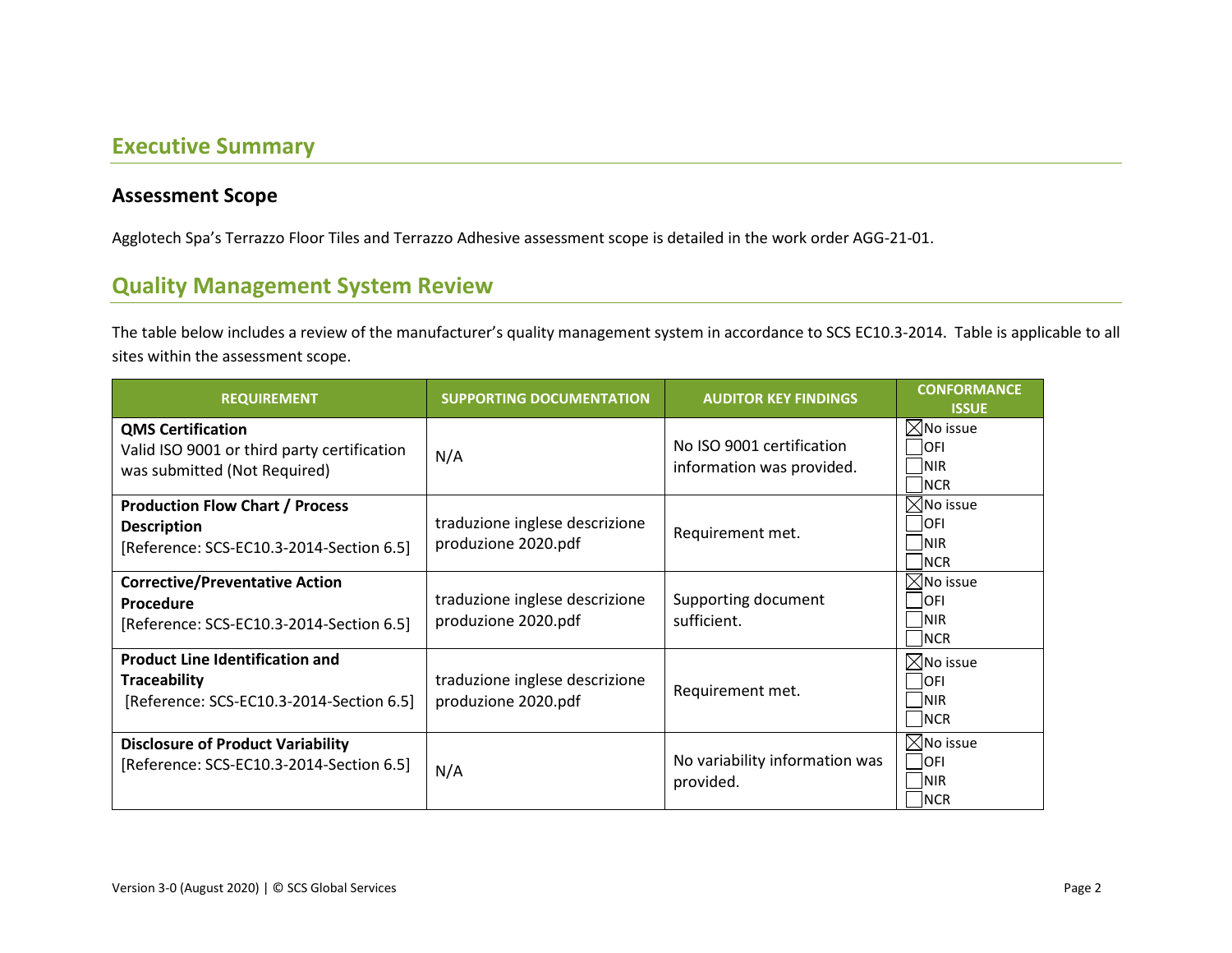## Executive Summary

### Assessment Scope

Agglotech Spa's Terrazzo Floor Tiles and Terrazzo Adhesive assessment scope is detailed in the work order AGG-21-01.

## Quality Management System Review

The table below includes a review of the manufacturer's quality management system in accordance to SCS EC10.3-2014. Table is applicable to all sites within the assessment scope.

| REQUIREMENT | SUPPORTING DOCUMENTATION | AUDITOR KEY FINDINGS | CONFORMANCE ISSUE |
|---|---|---|---|
| **QMS Certification** Valid ISO 9001 or third party certification was submitted (Not Required) | N/A | No ISO 9001 certification information was provided. | ☒No issue ☐OFI ☐NIR ☐NCR |
| **Production Flow Chart / Process Description** [Reference: SCS-EC10.3-2014-Section 6.5] | traduzione inglese descrizione produzione 2020.pdf | Requirement met. | ☒No issue ☐OFI ☐NIR ☐NCR |
| **Corrective/Preventative Action Procedure** [Reference: SCS-EC10.3-2014-Section 6.5] | traduzione inglese descrizione produzione 2020.pdf | Supporting document sufficient. | ☒No issue ☐OFI ☐NIR ☐NCR |
| **Product Line Identification and Traceability** [Reference: SCS-EC10.3-2014-Section 6.5] | traduzione inglese descrizione produzione 2020.pdf | Requirement met. | ☒No issue ☐OFI ☐NIR ☐NCR |
| **Disclosure of Product Variability** [Reference: SCS-EC10.3-2014-Section 6.5] | N/A | No variability information was provided. | ☒No issue ☐OFI ☐NIR ☐NCR |

Version 3-0 (August 2020) | © SCS Global Services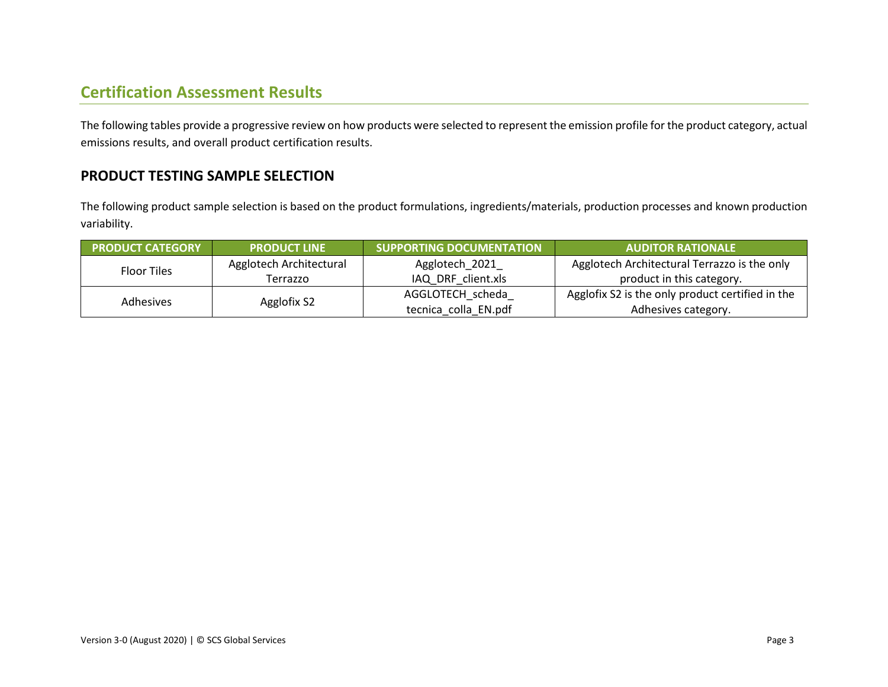## Certification Assessment Results

The following tables provide a progressive review on how products were selected to represent the emission profile for the product category, actual emissions results, and overall product certification results.

### PRODUCT TESTING SAMPLE SELECTION

The following product sample selection is based on the product formulations, ingredients/materials, production processes and known production variability.

| PRODUCT CATEGORY | PRODUCT LINE | SUPPORTING DOCUMENTATION | AUDITOR RATIONALE |
|---|---|---|---|
| Floor Tiles | Agglotech Architectural Terrazzo | Agglotech_2021_IAQ_DRF_client.xls | Agglotech Architectural Terrazzo is the only product in this category. |
| Adhesives | Agglofix S2 | AGGLOTECH_scheda_tecnica_colla_EN.pdf | Agglofix S2 is the only product certified in the Adhesives category. |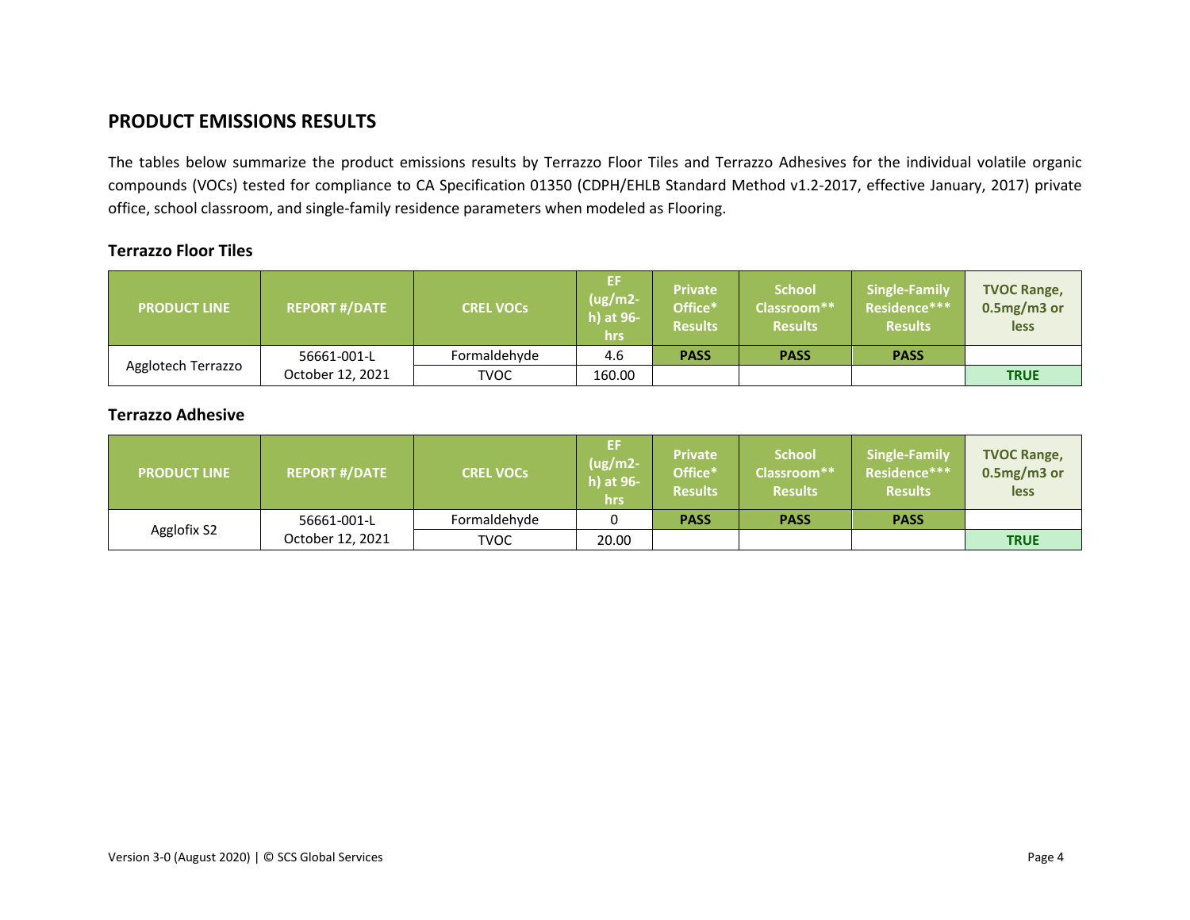## PRODUCT EMISSIONS RESULTS

The tables below summarize the product emissions results by Terrazzo Floor Tiles and Terrazzo Adhesives for the individual volatile organic compounds (VOCs) tested for compliance to CA Specification 01350 (CDPH/EHLB Standard Method v1.2-2017, effective January, 2017) private office, school classroom, and single-family residence parameters when modeled as Flooring.

### Terrazzo Floor Tiles

| PRODUCT LINE | REPORT #/DATE | CREL VOCs | EF (ug/m2-h) at 96-hrs | Private Office* Results | School Classroom** Results | Single-Family Residence*** Results | TVOC Range, 0.5mg/m3 or less |
|---|---|---|---|---|---|---|---|
| Agglotech Terrazzo | 56661-001-L October 12, 2021 | Formaldehyde | 4.6 | PASS | PASS | PASS | |
| | | TVOC | 160.00 | | | | TRUE |

### Terrazzo Adhesive

| PRODUCT LINE | REPORT #/DATE | CREL VOCs | EF (ug/m2-h) at 96-hrs | Private Office* Results | School Classroom** Results | Single-Family Residence*** Results | TVOC Range, 0.5mg/m3 or less |
|---|---|---|---|---|---|---|---|
| Agglofix S2 | 56661-001-L October 12, 2021 | Formaldehyde | 0 | PASS | PASS | PASS | |
| | | TVOC | 20.00 | | | | TRUE |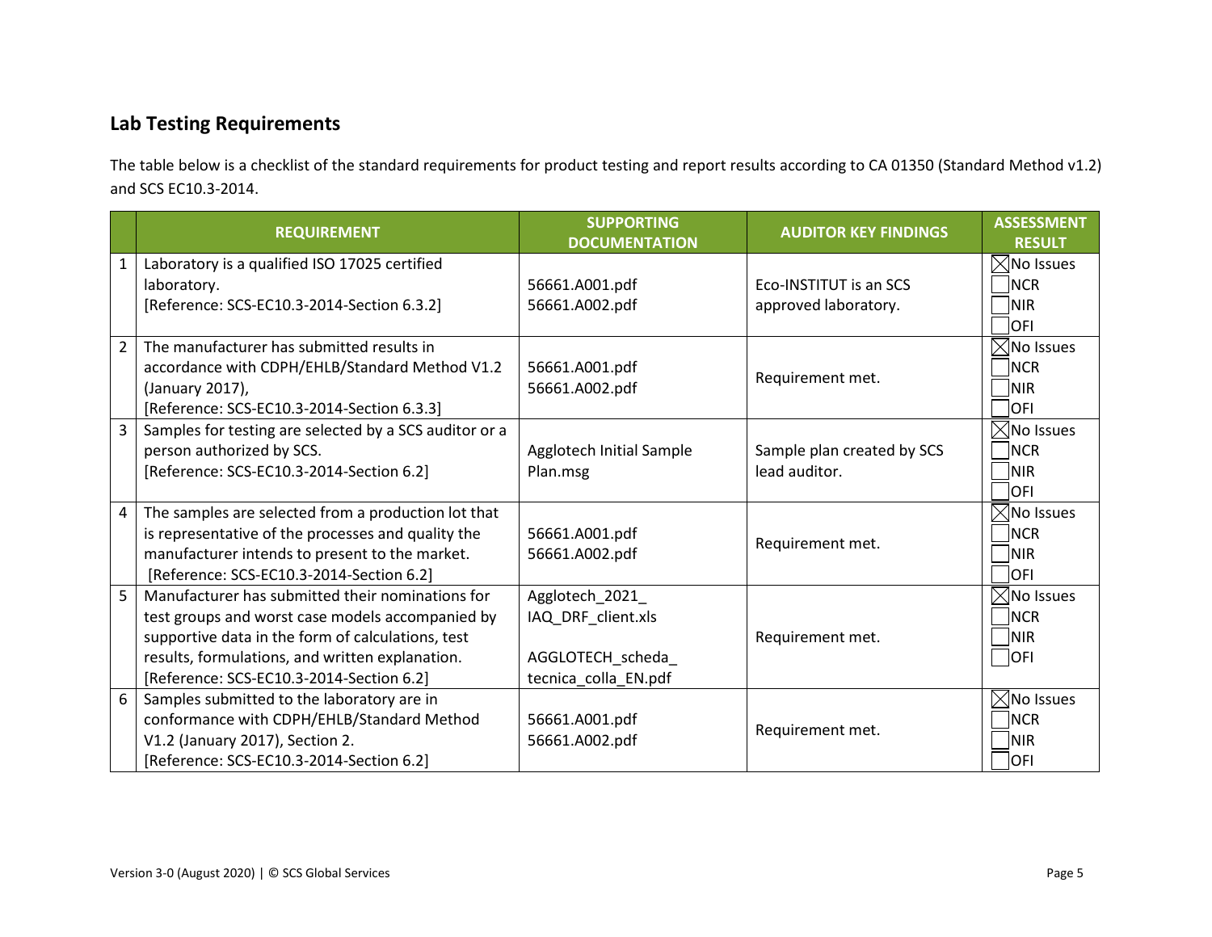## Lab Testing Requirements

The table below is a checklist of the standard requirements for product testing and report results according to CA 01350 (Standard Method v1.2) and SCS EC10.3-2014.

| | REQUIREMENT | SUPPORTING DOCUMENTATION | AUDITOR KEY FINDINGS | ASSESSMENT RESULT |
|---|---|---|---|---|
| 1 | Laboratory is a qualified ISO 17025 certified laboratory.<br>[Reference: SCS-EC10.3-2014-Section 6.3.2] | 56661.A001.pdf<br>56661.A002.pdf | Eco-INSTITUT is an SCS approved laboratory. | ☒ No Issues<br>☐ NCR<br>☐ NIR<br>☐ OFI |
| 2 | The manufacturer has submitted results in accordance with CDPH/EHLB/Standard Method V1.2 (January 2017),<br>[Reference: SCS-EC10.3-2014-Section 6.3.3] | 56661.A001.pdf<br>56661.A002.pdf | Requirement met. | ☒ No Issues<br>☐ NCR<br>☐ NIR<br>☐ OFI |
| 3 | Samples for testing are selected by a SCS auditor or a person authorized by SCS.<br>[Reference: SCS-EC10.3-2014-Section 6.2] | Agglotech Initial Sample Plan.msg | Sample plan created by SCS lead auditor. | ☒ No Issues<br>☐ NCR<br>☐ NIR<br>☐ OFI |
| 4 | The samples are selected from a production lot that is representative of the processes and quality the manufacturer intends to present to the market.<br>[Reference: SCS-EC10.3-2014-Section 6.2] | 56661.A001.pdf<br>56661.A002.pdf | Requirement met. | ☒ No Issues<br>☐ NCR<br>☐ NIR<br>☐ OFI |
| 5 | Manufacturer has submitted their nominations for test groups and worst case models accompanied by supportive data in the form of calculations, test results, formulations, and written explanation.<br>[Reference: SCS-EC10.3-2014-Section 6.2] | Agglotech_2021_IAQ_DRF_client.xls<br><br>AGGLOTECH_scheda_tecnica_colla_EN.pdf | Requirement met. | ☒ No Issues<br>☐ NCR<br>☐ NIR<br>☐ OFI |
| 6 | Samples submitted to the laboratory are in conformance with CDPH/EHLB/Standard Method V1.2 (January 2017), Section 2.<br>[Reference: SCS-EC10.3-2014-Section 6.2] | 56661.A001.pdf<br>56661.A002.pdf | Requirement met. | ☒ No Issues<br>☐ NCR<br>☐ NIR<br>☐ OFI |

Version 3-0 (August 2020) | © SCS Global Services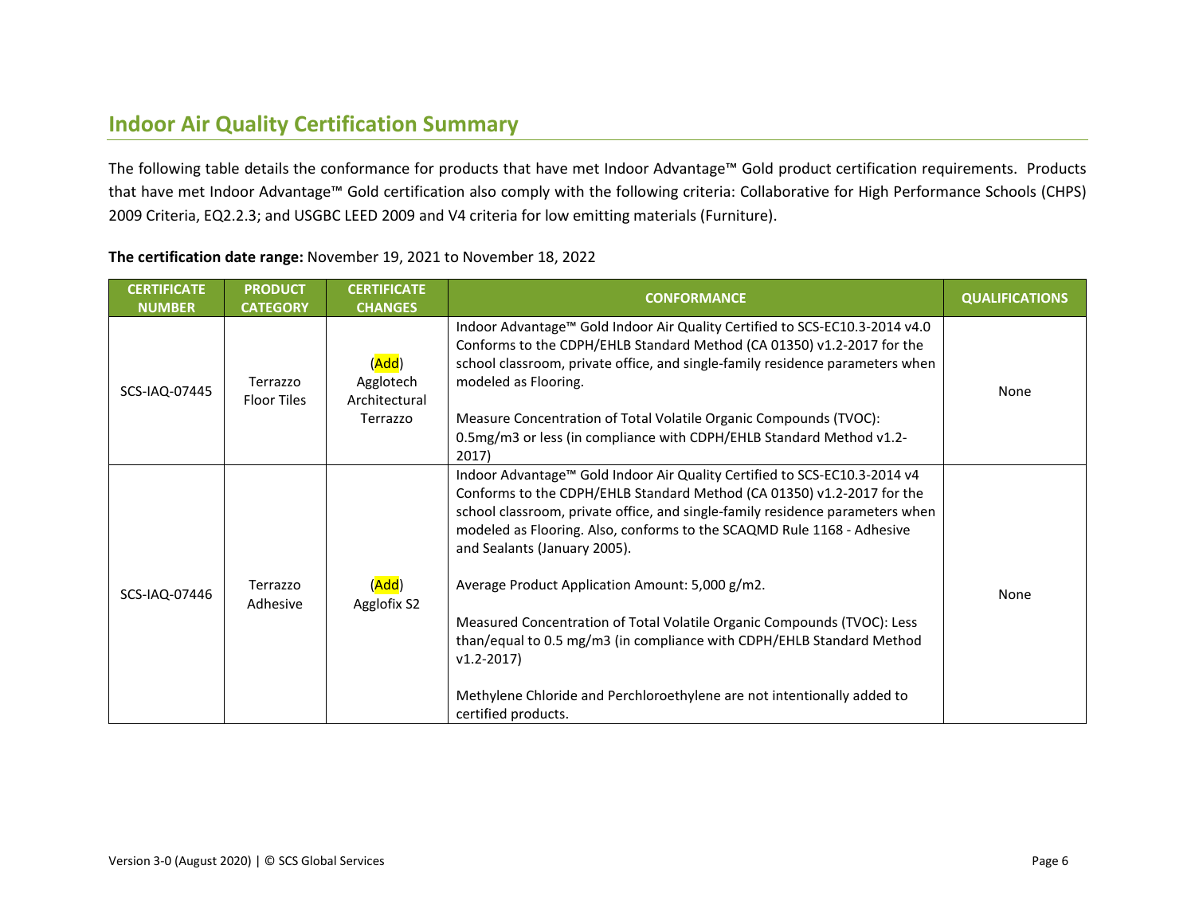## Indoor Air Quality Certification Summary

The following table details the conformance for products that have met Indoor Advantage™ Gold product certification requirements. Products that have met Indoor Advantage™ Gold certification also comply with the following criteria: Collaborative for High Performance Schools (CHPS) 2009 Criteria, EQ2.2.3; and USGBC LEED 2009 and V4 criteria for low emitting materials (Furniture).

**The certification date range:** November 19, 2021 to November 18, 2022

| CERTIFICATE NUMBER | PRODUCT CATEGORY | CERTIFICATE CHANGES | CONFORMANCE | QUALIFICATIONS |
|---|---|---|---|---|
| SCS-IAQ-07445 | Terrazzo Floor Tiles | (Add) Agglotech Architectural Terrazzo | Indoor Advantage™ Gold Indoor Air Quality Certified to SCS-EC10.3-2014 v4.0 Conforms to the CDPH/EHLB Standard Method (CA 01350) v1.2-2017 for the school classroom, private office, and single-family residence parameters when modeled as Flooring.<br><br>Measure Concentration of Total Volatile Organic Compounds (TVOC): 0.5mg/m3 or less (in compliance with CDPH/EHLB Standard Method v1.2-2017) | None |
| SCS-IAQ-07446 | Terrazzo Adhesive | (Add) Agglofix S2 | Indoor Advantage™ Gold Indoor Air Quality Certified to SCS-EC10.3-2014 v4 Conforms to the CDPH/EHLB Standard Method (CA 01350) v1.2-2017 for the school classroom, private office, and single-family residence parameters when modeled as Flooring. Also, conforms to the SCAQMD Rule 1168 - Adhesive and Sealants (January 2005).<br><br>Average Product Application Amount: 5,000 g/m2.<br><br>Measured Concentration of Total Volatile Organic Compounds (TVOC): Less than/equal to 0.5 mg/m3 (in compliance with CDPH/EHLB Standard Method v1.2-2017)<br><br>Methylene Chloride and Perchloroethylene are not intentionally added to certified products. | None |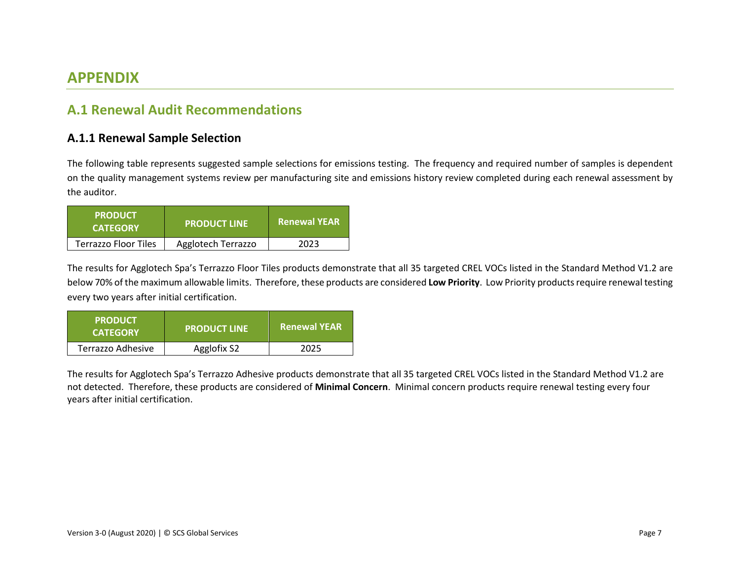# APPENDIX

## A.1 Renewal Audit Recommendations

### A.1.1 Renewal Sample Selection

The following table represents suggested sample selections for emissions testing. The frequency and required number of samples is dependent on the quality management systems review per manufacturing site and emissions history review completed during each renewal assessment by the auditor.

| PRODUCT CATEGORY | PRODUCT LINE | Renewal YEAR |
|---|---|---|
| Terrazzo Floor Tiles | Agglotech Terrazzo | 2023 |

The results for Agglotech Spa's Terrazzo Floor Tiles products demonstrate that all 35 targeted CREL VOCs listed in the Standard Method V1.2 are below 70% of the maximum allowable limits. Therefore, these products are considered **Low Priority**. Low Priority products require renewal testing every two years after initial certification.

| PRODUCT CATEGORY | PRODUCT LINE | Renewal YEAR |
|---|---|---|
| Terrazzo Adhesive | Agglofix S2 | 2025 |

The results for Agglotech Spa's Terrazzo Adhesive products demonstrate that all 35 targeted CREL VOCs listed in the Standard Method V1.2 are not detected. Therefore, these products are considered of **Minimal Concern**. Minimal concern products require renewal testing every four years after initial certification.